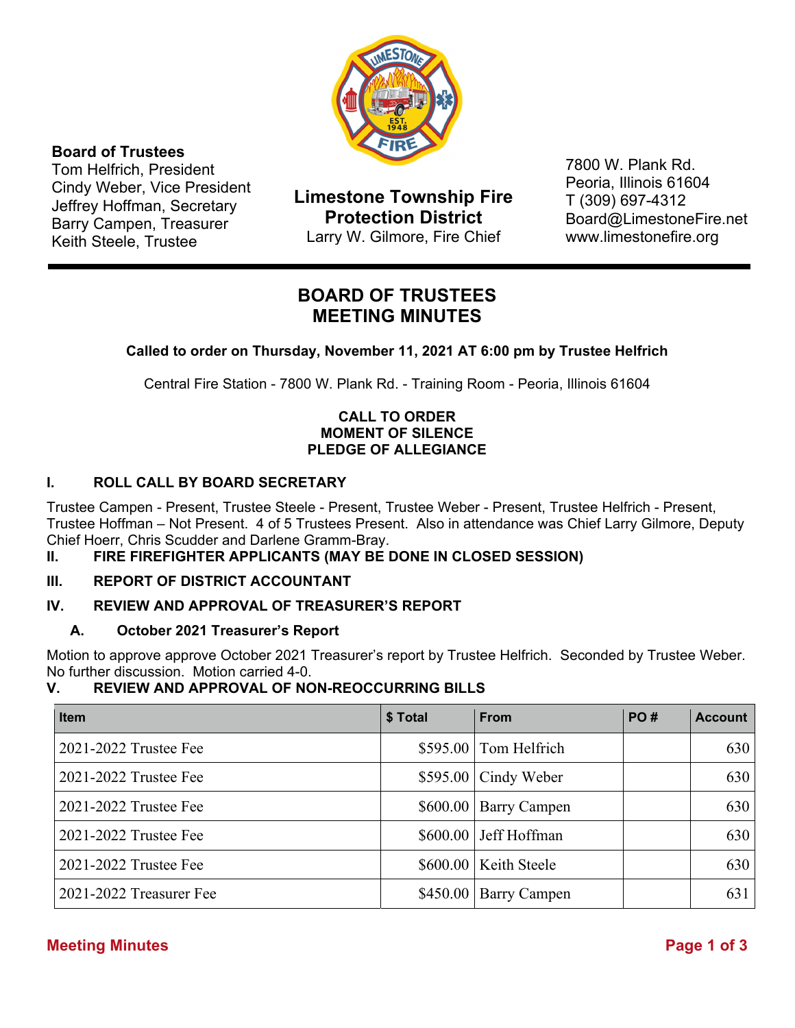**Board of Trustees**
Tom Helfrich, President
Cindy Weber, Vice President
Jeffrey Hoffman, Secretary
Barry Campen, Treasurer
Keith Steele, Trustee

**Limestone Township Fire Protection District**
Larry W. Gilmore, Fire Chief

7800 W. Plank Rd.
Peoria, Illinois 61604
T (309) 697-4312
Board@LimestoneFire.net
www.limestonefire.org

# BOARD OF TRUSTEES MEETING MINUTES

**Called to order on Thursday, November 11, 2021 AT 6:00 pm by Trustee Helfrich**

Central Fire Station - 7800 W. Plank Rd. - Training Room - Peoria, Illinois 61604

**CALL TO ORDER**
**MOMENT OF SILENCE**
**PLEDGE OF ALLEGIANCE**

## I. ROLL CALL BY BOARD SECRETARY

Trustee Campen - Present, Trustee Steele - Present, Trustee Weber - Present, Trustee Helfrich - Present, Trustee Hoffman – Not Present. 4 of 5 Trustees Present. Also in attendance was Chief Larry Gilmore, Deputy Chief Hoerr, Chris Scudder and Darlene Gramm-Bray.

## II. FIRE FIREFIGHTER APPLICANTS (MAY BE DONE IN CLOSED SESSION)

## III. REPORT OF DISTRICT ACCOUNTANT

## IV. REVIEW AND APPROVAL OF TREASURER'S REPORT

### A. October 2021 Treasurer's Report

Motion to approve approve October 2021 Treasurer's report by Trustee Helfrich. Seconded by Trustee Weber. No further discussion. Motion carried 4-0.

## V. REVIEW AND APPROVAL OF NON-REOCCURRING BILLS

| Item | $ Total | From | PO # | Account |
|---|---|---|---|---|
| 2021-2022 Trustee Fee | $595.00 | Tom Helfrich | | 630 |
| 2021-2022 Trustee Fee | $595.00 | Cindy Weber | | 630 |
| 2021-2022 Trustee Fee | $600.00 | Barry Campen | | 630 |
| 2021-2022 Trustee Fee | $600.00 | Jeff Hoffman | | 630 |
| 2021-2022 Trustee Fee | $600.00 | Keith Steele | | 630 |
| 2021-2022 Treasurer Fee | $450.00 | Barry Campen | | 631 |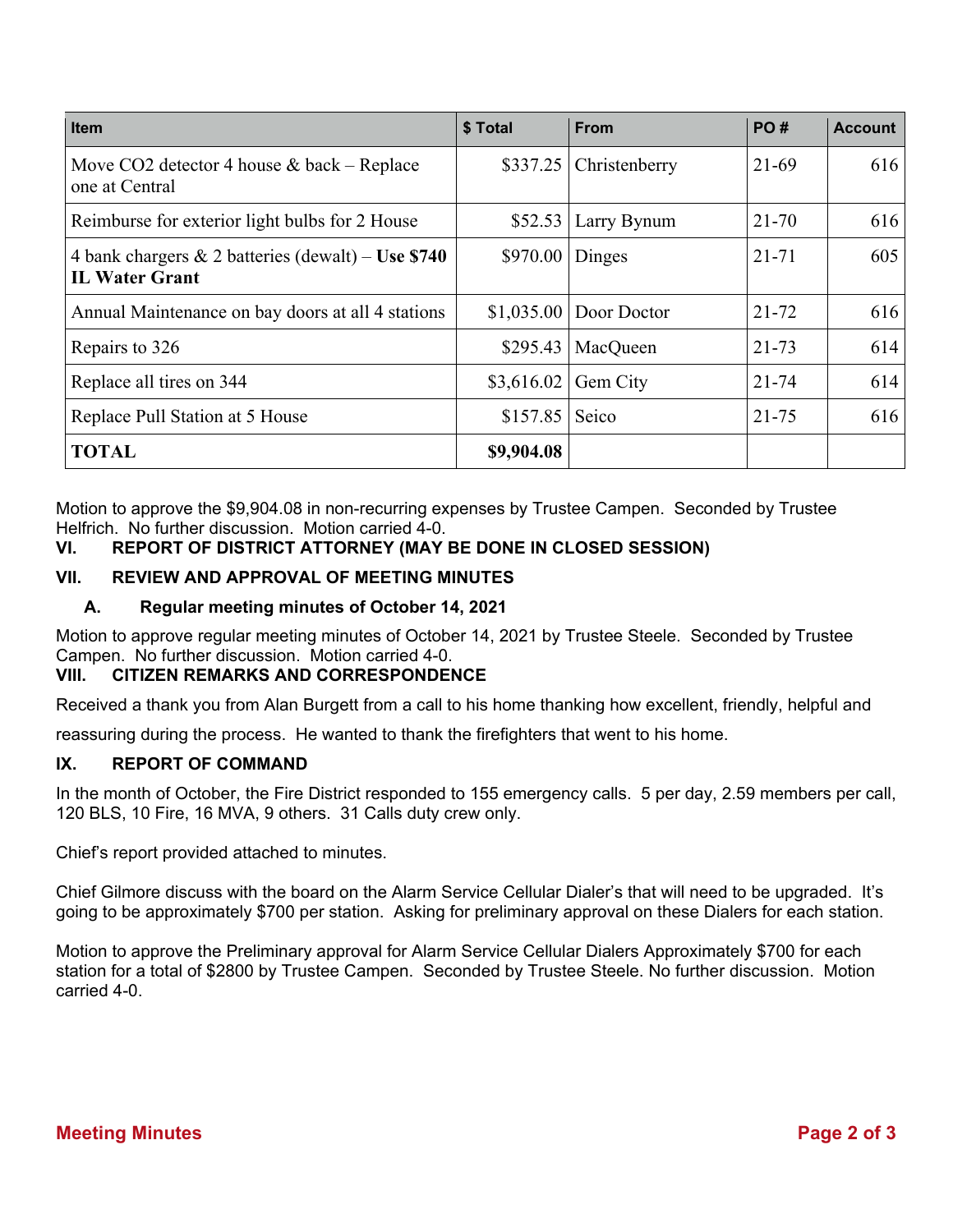| Item | $ Total | From | PO # | Account |
|---|---|---|---|---|
| Move $CO_2$ detector 4 house & back – Replace one at Central | $337.25 | Christenberry | 21-69 | 616 |
| Reimburse for exterior light bulbs for 2 House | $52.53 | Larry Bynum | 21-70 | 616 |
| 4 bank chargers & 2 batteries (dewalt) – **Use $740 IL Water Grant** | $970.00 | Dinges | 21-71 | 605 |
| Annual Maintenance on bay doors at all 4 stations | $1,035.00 | Door Doctor | 21-72 | 616 |
| Repairs to 326 | $295.43 | MacQueen | 21-73 | 614 |
| Replace all tires on 344 | $3,616.02 | Gem City | 21-74 | 614 |
| Replace Pull Station at 5 House | $157.85 | Seico | 21-75 | 616 |
| **TOTAL** | **$9,904.08** | | | |

Motion to approve the $9,904.08 in non-recurring expenses by Trustee Campen. Seconded by Trustee Helfrich. No further discussion. Motion carried 4-0.

## VI. REPORT OF DISTRICT ATTORNEY (MAY BE DONE IN CLOSED SESSION)

## VII. REVIEW AND APPROVAL OF MEETING MINUTES

### A. Regular meeting minutes of October 14, 2021

Motion to approve regular meeting minutes of October 14, 2021 by Trustee Steele. Seconded by Trustee Campen. No further discussion. Motion carried 4-0.

## VIII. CITIZEN REMARKS AND CORRESPONDENCE

Received a thank you from Alan Burgett from a call to his home thanking how excellent, friendly, helpful and reassuring during the process. He wanted to thank the firefighters that went to his home.

## IX. REPORT OF COMMAND

In the month of October, the Fire District responded to 155 emergency calls. 5 per day, 2.59 members per call, 120 BLS, 10 Fire, 16 MVA, 9 others. 31 Calls duty crew only.

Chief's report provided attached to minutes.

Chief Gilmore discuss with the board on the Alarm Service Cellular Dialer's that will need to be upgraded. It's going to be approximately $700 per station. Asking for preliminary approval on these Dialers for each station.

Motion to approve the Preliminary approval for Alarm Service Cellular Dialers Approximately $700 for each station for a total of $2800 by Trustee Campen. Seconded by Trustee Steele. No further discussion. Motion carried 4-0.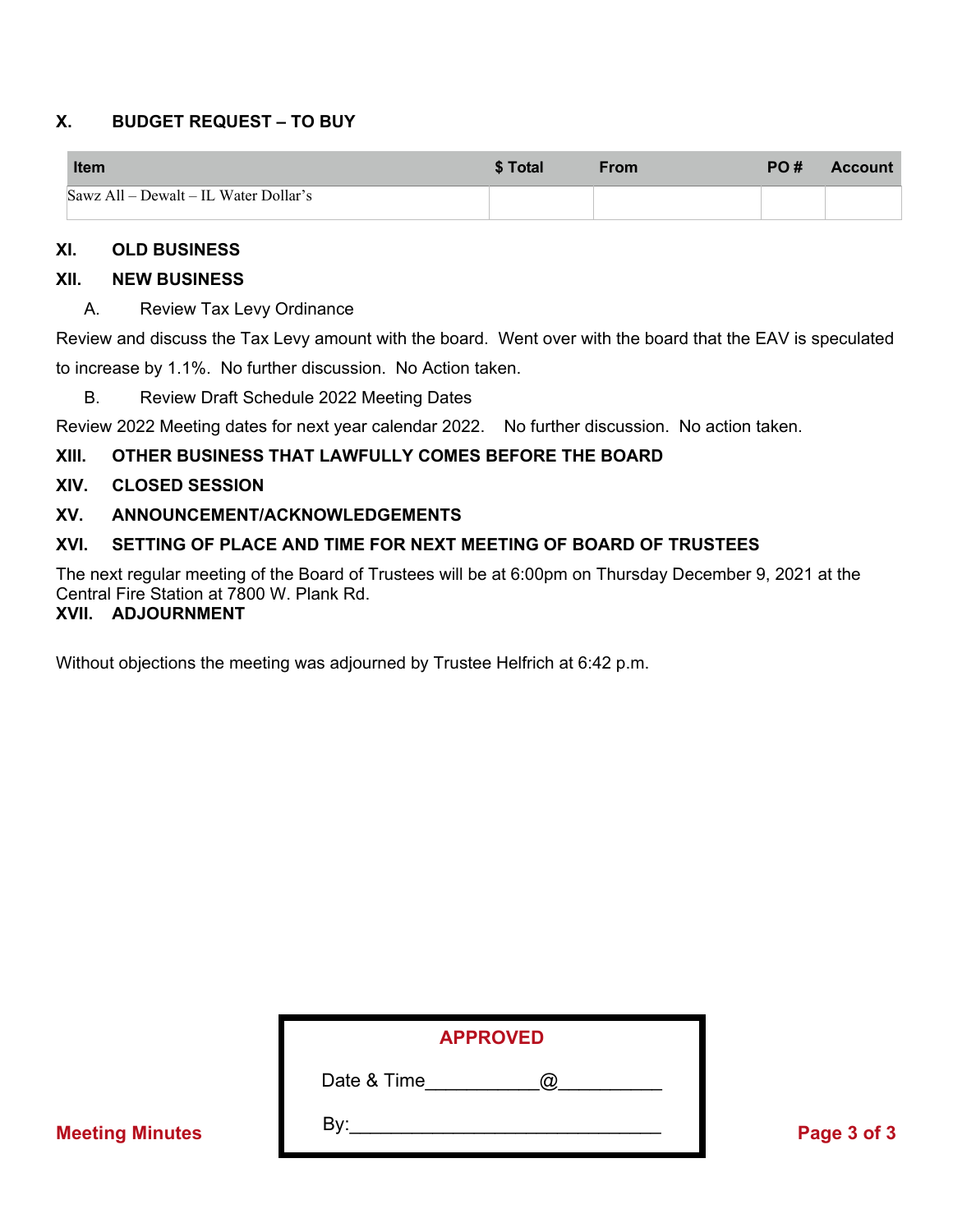## X. BUDGET REQUEST – TO BUY

| Item | $ Total | From | PO # | Account |
|---|---|---|---|---|
| Sawz All – Dewalt – IL Water Dollar's | | | | |

## XI. OLD BUSINESS

## XII. NEW BUSINESS

A. Review Tax Levy Ordinance

Review and discuss the Tax Levy amount with the board. Went over with the board that the EAV is speculated to increase by 1.1%. No further discussion. No Action taken.

B. Review Draft Schedule 2022 Meeting Dates

Review 2022 Meeting dates for next year calendar 2022. No further discussion. No action taken.

## XIII. OTHER BUSINESS THAT LAWFULLY COMES BEFORE THE BOARD

## XIV. CLOSED SESSION

## XV. ANNOUNCEMENT/ACKNOWLEDGEMENTS

## XVI. SETTING OF PLACE AND TIME FOR NEXT MEETING OF BOARD OF TRUSTEES

The next regular meeting of the Board of Trustees will be at 6:00pm on Thursday December 9, 2021 at the Central Fire Station at 7800 W. Plank Rd.

## XVII. ADJOURNMENT

Without objections the meeting was adjourned by Trustee Helfrich at 6:42 p.m.

**APPROVED**

Date & Time__________@_________

By:_____________________________

Meeting Minutes